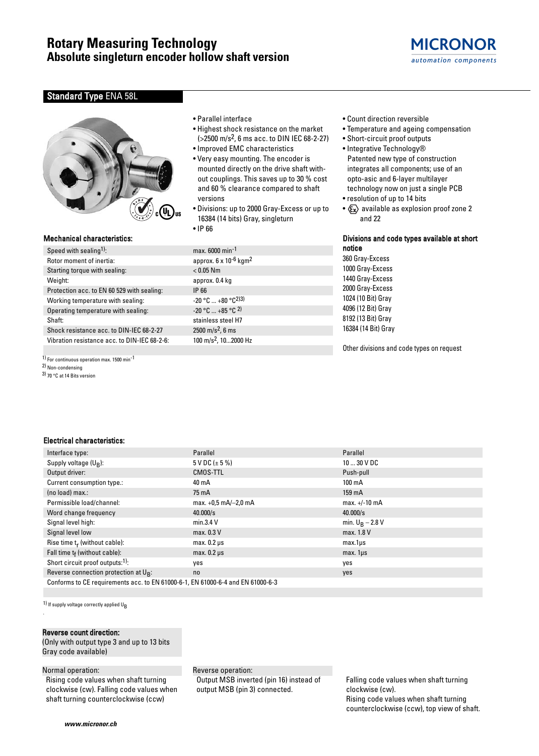# Rotary Measuring Technology
## Absolute singleturn encoder hollow shaft version

MICRONOR
automation components

## Standard Type ENA 58L

- Parallel interface
- Highest shock resistance on the market (>2500 m/s², 6 ms acc. to DIN IEC 68-2-27)
- Improved EMC characteristics
- Very easy mounting. The encoder is mounted directly on the drive shaft without couplings. This saves up to 30 % cost and 60 % clearance compared to shaft versions
- Divisions: up to 2000 Gray-Excess or up to 16384 (14 bits) Gray, singleturn
- IP 66
- Count direction reversible
- Temperature and ageing compensation
- Short-circuit proof outputs
- Integrative Technology® Patented new type of construction integrates all components; use of an opto-asic and 6-layer multilayer technology now on just a single PCB
- resolution of up to 14 bits
- Ex available as explosion proof zone 2 and 22

### Mechanical characteristics:

| | |
|---|---|
| Speed with sealing[1]: | max. 6000 $min^{-1}$ |
| Rotor moment of inertia: | approx. 6 x $10^{-6}$ $kgm^2$ |
| Starting torque with sealing: | < 0.05 Nm |
| Weight: | approx. 0.4 kg |
| Protection acc. to EN 60 529 with sealing: | IP 66 |
| Working temperature with sealing: | -20 °C ... +80 °C[2)3)] |
| Operating temperature with sealing: | -20 °C ... +85 °C [2)] |
| Shaft: | stainless steel H7 |
| Shock resistance acc. to DIN-IEC 68-2-27 | 2500 $m/s^2$, 6 ms |
| Vibration resistance acc. to DIN-IEC 68-2-6: | 100 $m/s^2$, 10...2000 Hz |

[1] For continuous operation max. 1500 $min^{-1}$
[2] Non-condensing
[3] 70 °C at 14 Bits version

### Divisions and code types available at short notice

360 Gray-Excess
1000 Gray-Excess
1440 Gray-Excess
2000 Gray-Excess
1024 (10 Bit) Gray
4096 (12 Bit) Gray
8192 (13 Bit) Gray
16384 (14 Bit) Gray

Other divisions and code types on request

### Electrical characteristics:

| | | |
|---|---|---|
| Interface type: | Parallel | Parallel |
| Supply voltage ($U_B$): | 5 V DC (± 5 %) | 10 ... 30 V DC |
| Output driver: | CMOS-TTL | Push-pull |
| Current consumption type.: | 40 mA | 100 mA |
| (no load) max.: | 75 mA | 159 mA |
| Permissible load/channel: | max. +0,5 mA/–2,0 mA | max. +/-10 mA |
| Word change frequency | 40.000/s | 40.000/s |
| Signal level high: | min.3.4 V | min. $U_B$ – 2.8 V |
| Signal level low | max. 0.3 V | max. 1.8 V |
| Rise time $t_r$ (without cable): | max. 0.2 µs | max.1µs |
| Fall time $t_f$ (without cable): | max. 0.2 µs | max. 1µs |
| Short circuit proof outputs:[1]: | yes | yes |
| Reverse connection protection at $U_B$: | no | yes |
| Conforms to CE requirements acc. to EN 61000-6-1, EN 61000-6-4 and EN 61000-6-3 | | |

[1] If supply voltage correctly applied $U_B$

### Reverse count direction:
(Only with output type 3 and up to 13 bits Gray code available)

**Normal operation:**
Rising code values when shaft turning clockwise (cw). Falling code values when shaft turning counterclockwise (ccw)

**Reverse operation:**
Output MSB inverted (pin 16) instead of output MSB (pin 3) connected.

Falling code values when shaft turning clockwise (cw).
Rising code values when shaft turning counterclockwise (ccw), top view of shaft.

www.micronor.ch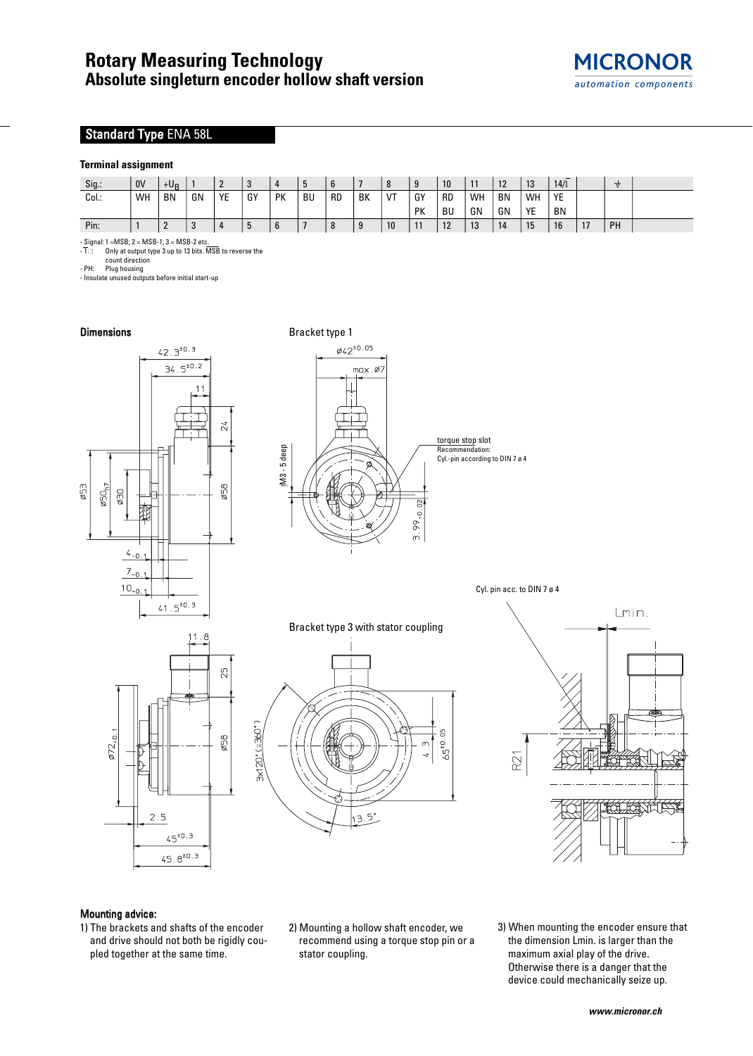# Rotary Measuring Technology
## Absolute singleturn encoder hollow shaft version

## Standard Type ENA 58L

**Terminal assignment**

| Sig.: | 0V | $+U_B$ | 1 | 2 | 3 | 4 | 5 | 6 | 7 | 8 | 9 | 10 | 11 | 12 | 13 | 14/I̅ | | ⏚ |
|---|---|---|---|---|---|---|---|---|---|---|---|---|---|---|---|---|---|---|
| Col.: | WH | BN | GN | YE | GY | PK | BU | RD | BK | VT | GY PK | RD BU | WH GN | BN GN | WH YE | YE BN | | |
| Pin: | 1 | 2 | 3 | 4 | 5 | 6 | 7 | 8 | 9 | 10 | 11 | 12 | 13 | 14 | 15 | 16 | 17 | PH |

- Signal: 1 =MSB; 2 = MSB-1; 3 = MSB-2 etc.
- I̅: Only at output type 3 up to 13 bits. M̅S̅B̅ to reverse the count direction
- PH: Plug housing
- Insulate unused outputs before initial start-up

**Dimensions**

Bracket type 1

torque stop slot
Recommendation:
Cyl.-pin according to DIN 7 ø 4

M3 - 5 deep

Bracket type 3 with stator coupling

Cyl. pin acc. to DIN 7 ø 4

Lmin.

**Mounting advice:**

1) The brackets and shafts of the encoder and drive should not both be rigidly coupled together at the same time.

2) Mounting a hollow shaft encoder, we recommend using a torque stop pin or a stator coupling.

3) When mounting the encoder ensure that the dimension Lmin. is larger than the maximum axial play of the drive. Otherwise there is a danger that the device could mechanically seize up.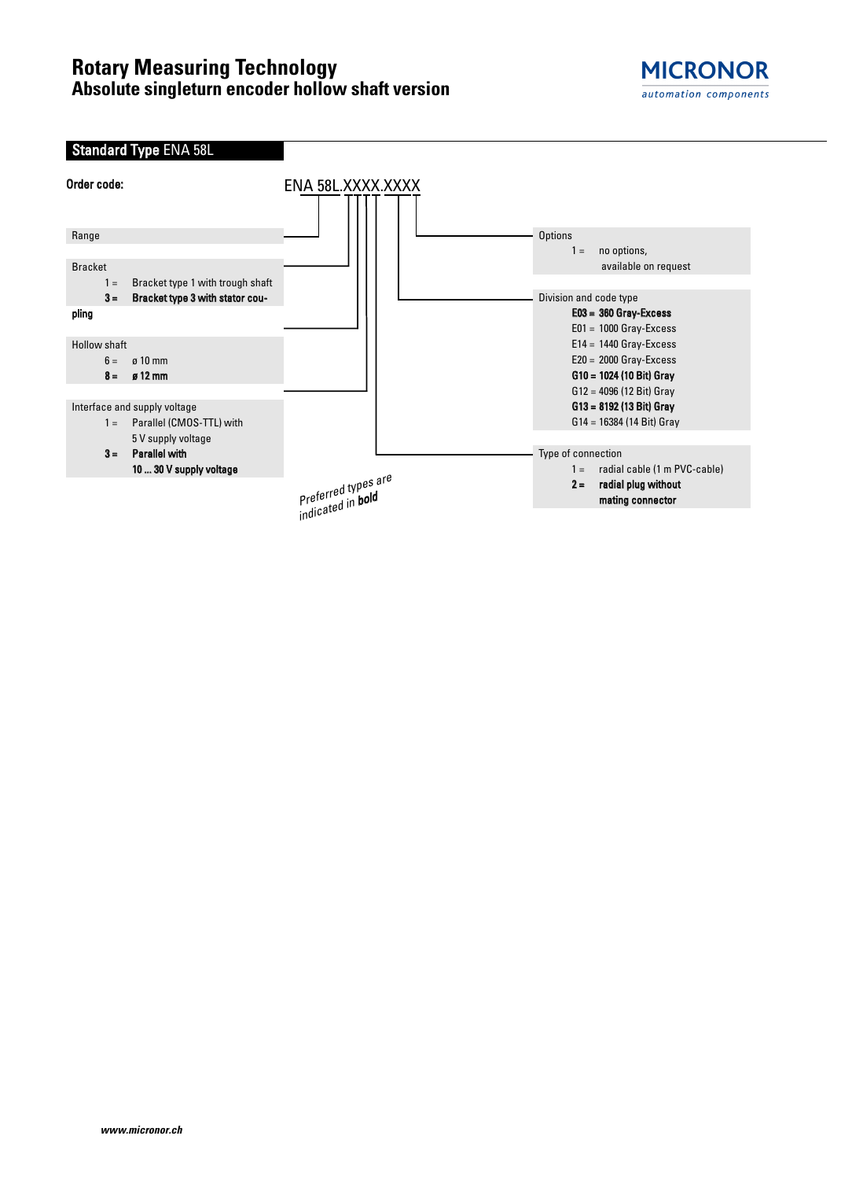# Rotary Measuring Technology

## Absolute singleturn encoder hollow shaft version

MICRONOR
*automation components*

### Standard Type ENA 58L

**Order code:** ENA 58L.XXXX.XXXX

**Range**

**Bracket**
- 1 = Bracket type 1 with trough shaft
- **3 = Bracket type 3 with stator coupling**

**Hollow shaft**
- 6 = ø 10 mm
- **8 = ø 12 mm**

**Interface and supply voltage**
- 1 = Parallel (CMOS-TTL) with 5 V supply voltage
- **3 = Parallel with 10 ... 30 V supply voltage**

**Options**
- 1 = no options, available on request

**Division and code type**
- **E03 = 360 Gray-Excess**
- E01 = 1000 Gray-Excess
- E14 = 1440 Gray-Excess
- E20 = 2000 Gray-Excess
- **G10 = 1024 (10 Bit) Gray**
- G12 = 4096 (12 Bit) Gray
- **G13 = 8192 (13 Bit) Gray**
- G14 = 16384 (14 Bit) Gray

**Type of connection**
- 1 = radial cable (1 m PVC-cable)
- **2 = radial plug without mating connector**

*Preferred types are indicated in* ***bold***

*www.micronor.ch*